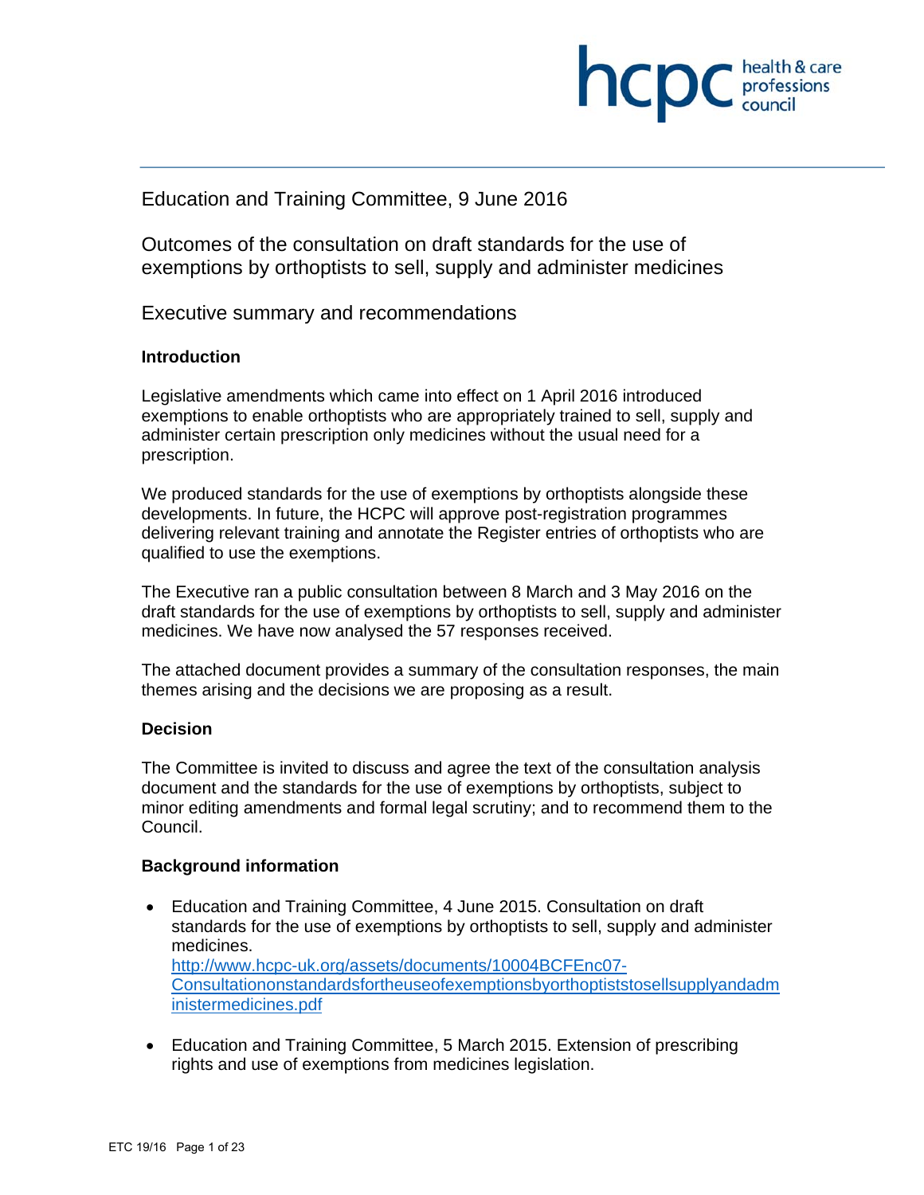hcpc health & care professions council

# Education and Training Committee, 9 June 2016

## Outcomes of the consultation on draft standards for the use of exemptions by orthoptists to sell, supply and administer medicines

## Executive summary and recommendations

### Introduction

Legislative amendments which came into effect on 1 April 2016 introduced exemptions to enable orthoptists who are appropriately trained to sell, supply and administer certain prescription only medicines without the usual need for a prescription.

We produced standards for the use of exemptions by orthoptists alongside these developments. In future, the HCPC will approve post-registration programmes delivering relevant training and annotate the Register entries of orthoptists who are qualified to use the exemptions.

The Executive ran a public consultation between 8 March and 3 May 2016 on the draft standards for the use of exemptions by orthoptists to sell, supply and administer medicines. We have now analysed the 57 responses received.

The attached document provides a summary of the consultation responses, the main themes arising and the decisions we are proposing as a result.

### Decision

The Committee is invited to discuss and agree the text of the consultation analysis document and the standards for the use of exemptions by orthoptists, subject to minor editing amendments and formal legal scrutiny; and to recommend them to the Council.

### Background information

- Education and Training Committee, 4 June 2015. Consultation on draft standards for the use of exemptions by orthoptists to sell, supply and administer medicines.
  http://www.hcpc-uk.org/assets/documents/10004BCFEnc07-Consultationonstandardsfortheuseofexemptionsbyorthoptiststosellsupplyandadministermedicines.pdf

- Education and Training Committee, 5 March 2015. Extension of prescribing rights and use of exemptions from medicines legislation.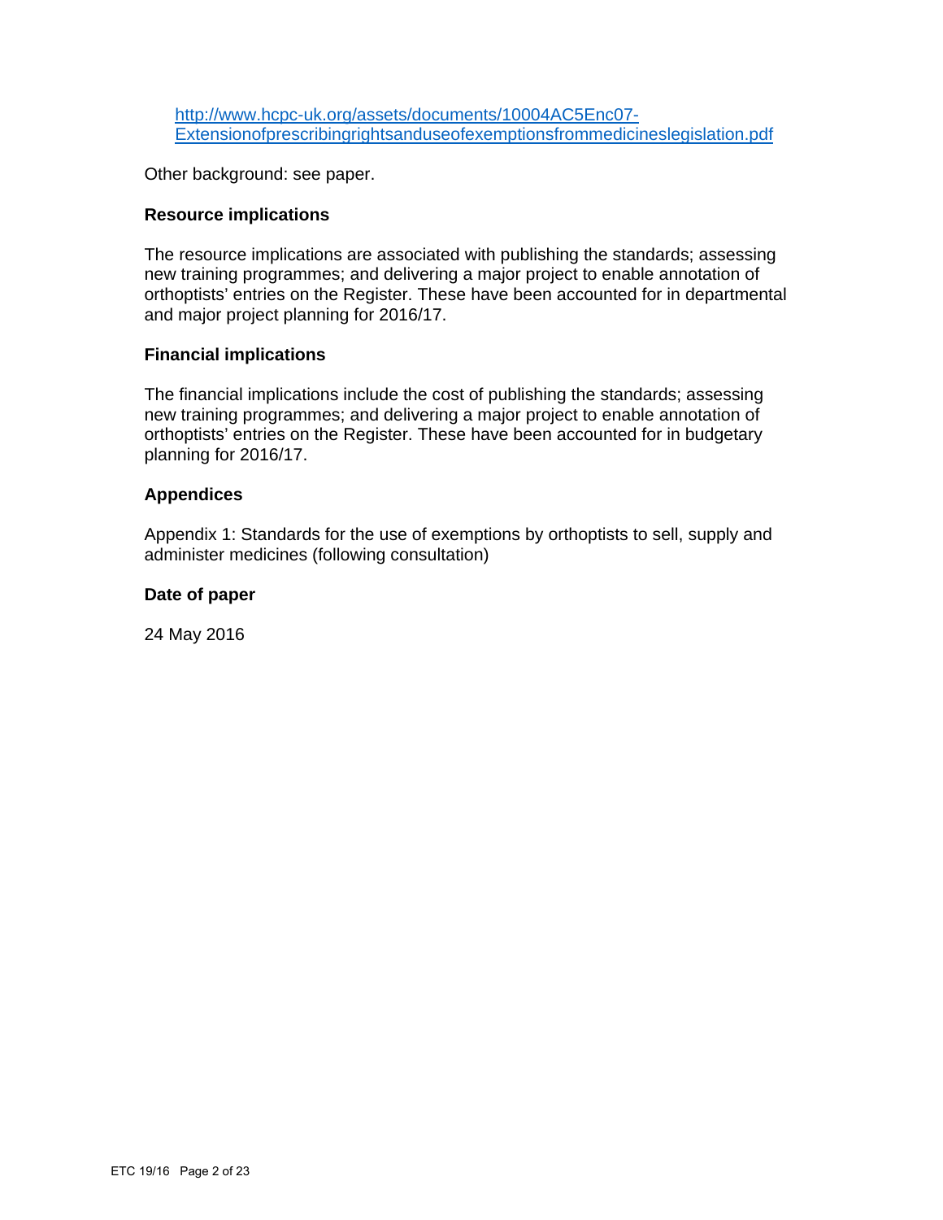http://www.hcpc-uk.org/assets/documents/10004AC5Enc07-Extensionofprescribingrightsanduseofexemptionsfrommedicineslegislation.pdf

Other background: see paper.

**Resource implications**

The resource implications are associated with publishing the standards; assessing new training programmes; and delivering a major project to enable annotation of orthoptists' entries on the Register. These have been accounted for in departmental and major project planning for 2016/17.

**Financial implications**

The financial implications include the cost of publishing the standards; assessing new training programmes; and delivering a major project to enable annotation of orthoptists' entries on the Register. These have been accounted for in budgetary planning for 2016/17.

**Appendices**

Appendix 1: Standards for the use of exemptions by orthoptists to sell, supply and administer medicines (following consultation)

**Date of paper**

24 May 2016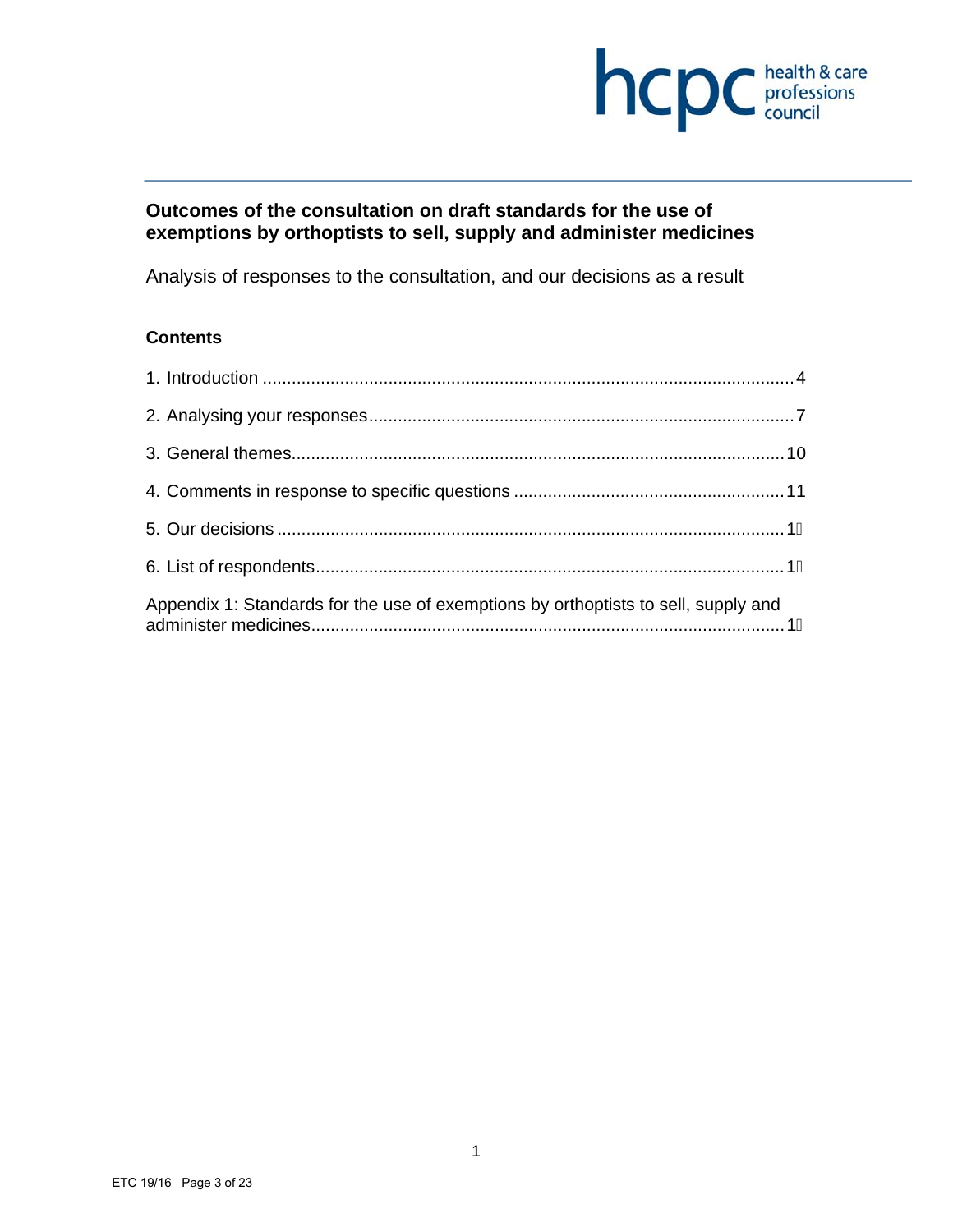**Outcomes of the consultation on draft standards for the use of exemptions by orthoptists to sell, supply and administer medicines**

Analysis of responses to the consultation, and our decisions as a result

**Contents**

1. Introduction .............................................................................................................4

2. Analysing your responses.......................................................................................7

3. General themes.....................................................................................................10

4. Comments in response to specific questions .......................................................11

5. Our decisions ........................................................................................................1

6. List of respondents................................................................................................1

Appendix 1: Standards for the use of exemptions by orthoptists to sell, supply and administer medicines.................................................................................................1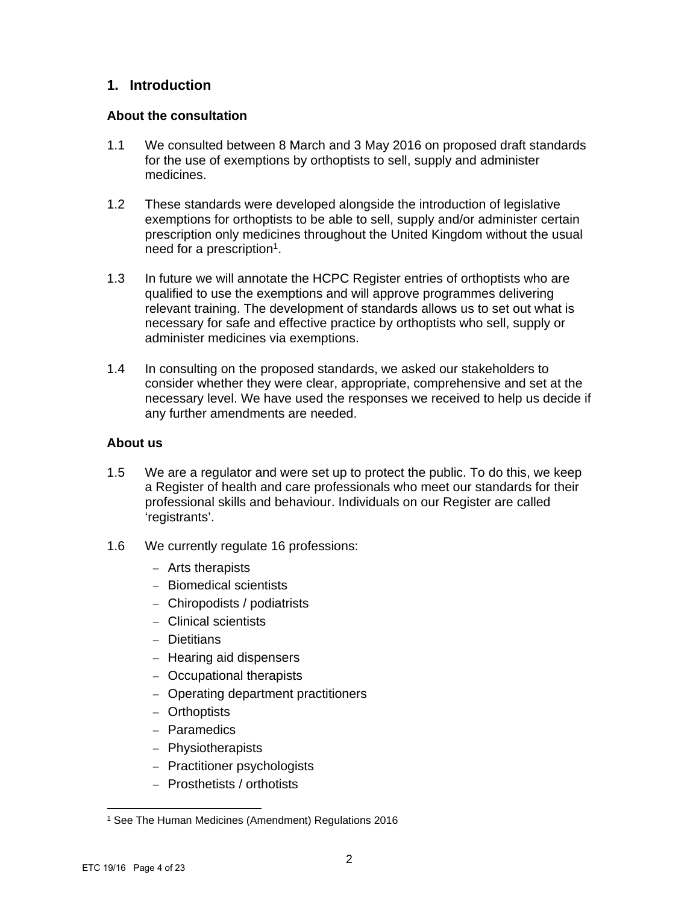## 1. Introduction

### About the consultation

1.1 We consulted between 8 March and 3 May 2016 on proposed draft standards for the use of exemptions by orthoptists to sell, supply and administer medicines.

1.2 These standards were developed alongside the introduction of legislative exemptions for orthoptists to be able to sell, supply and/or administer certain prescription only medicines throughout the United Kingdom without the usual need for a prescription[1].

1.3 In future we will annotate the HCPC Register entries of orthoptists who are qualified to use the exemptions and will approve programmes delivering relevant training. The development of standards allows us to set out what is necessary for safe and effective practice by orthoptists who sell, supply or administer medicines via exemptions.

1.4 In consulting on the proposed standards, we asked our stakeholders to consider whether they were clear, appropriate, comprehensive and set at the necessary level. We have used the responses we received to help us decide if any further amendments are needed.

### About us

1.5 We are a regulator and were set up to protect the public. To do this, we keep a Register of health and care professionals who meet our standards for their professional skills and behaviour. Individuals on our Register are called 'registrants'.

1.6 We currently regulate 16 professions:

- Arts therapists
- Biomedical scientists
- Chiropodists / podiatrists
- Clinical scientists
- Dietitians
- Hearing aid dispensers
- Occupational therapists
- Operating department practitioners
- Orthoptists
- Paramedics
- Physiotherapists
- Practitioner psychologists
- Prosthetists / orthotists

[1] See The Human Medicines (Amendment) Regulations 2016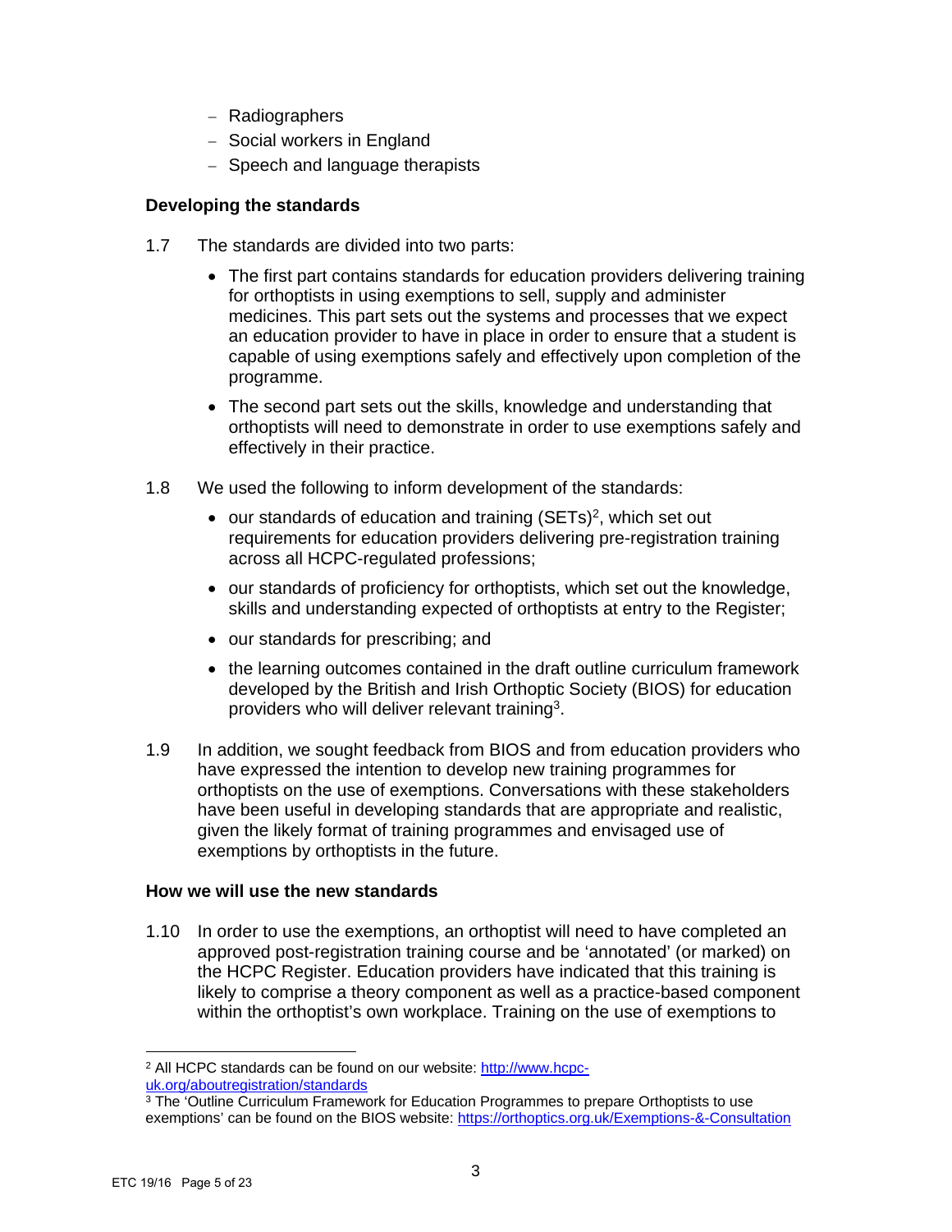- Radiographers
- Social workers in England
- Speech and language therapists

**Developing the standards**

1.7 The standards are divided into two parts:

- The first part contains standards for education providers delivering training for orthoptists in using exemptions to sell, supply and administer medicines. This part sets out the systems and processes that we expect an education provider to have in place in order to ensure that a student is capable of using exemptions safely and effectively upon completion of the programme.
- The second part sets out the skills, knowledge and understanding that orthoptists will need to demonstrate in order to use exemptions safely and effectively in their practice.

1.8 We used the following to inform development of the standards:

- our standards of education and training (SETs)[2], which set out requirements for education providers delivering pre-registration training across all HCPC-regulated professions;
- our standards of proficiency for orthoptists, which set out the knowledge, skills and understanding expected of orthoptists at entry to the Register;
- our standards for prescribing; and
- the learning outcomes contained in the draft outline curriculum framework developed by the British and Irish Orthoptic Society (BIOS) for education providers who will deliver relevant training[3].

1.9 In addition, we sought feedback from BIOS and from education providers who have expressed the intention to develop new training programmes for orthoptists on the use of exemptions. Conversations with these stakeholders have been useful in developing standards that are appropriate and realistic, given the likely format of training programmes and envisaged use of exemptions by orthoptists in the future.

**How we will use the new standards**

1.10 In order to use the exemptions, an orthoptist will need to have completed an approved post-registration training course and be 'annotated' (or marked) on the HCPC Register. Education providers have indicated that this training is likely to comprise a theory component as well as a practice-based component within the orthoptist's own workplace. Training on the use of exemptions to

---

[2] All HCPC standards can be found on our website: http://www.hcpc-uk.org/aboutregistration/standards

[3] The 'Outline Curriculum Framework for Education Programmes to prepare Orthoptists to use exemptions' can be found on the BIOS website: https://orthoptics.org.uk/Exemptions-&-Consultation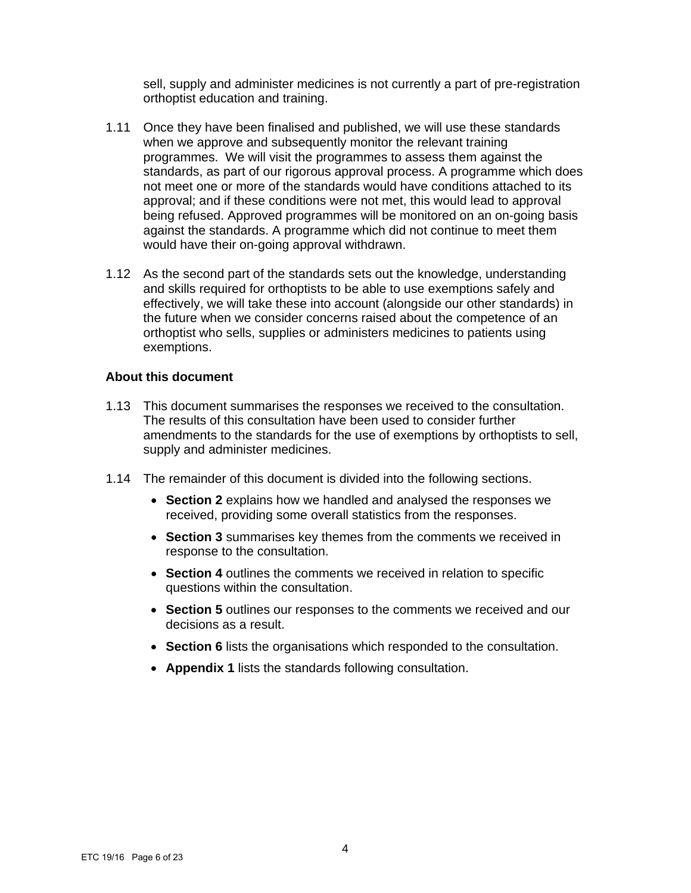sell, supply and administer medicines is not currently a part of pre-registration orthoptist education and training.

1.11 Once they have been finalised and published, we will use these standards when we approve and subsequently monitor the relevant training programmes. We will visit the programmes to assess them against the standards, as part of our rigorous approval process. A programme which does not meet one or more of the standards would have conditions attached to its approval; and if these conditions were not met, this would lead to approval being refused. Approved programmes will be monitored on an on-going basis against the standards. A programme which did not continue to meet them would have their on-going approval withdrawn.

1.12 As the second part of the standards sets out the knowledge, understanding and skills required for orthoptists to be able to use exemptions safely and effectively, we will take these into account (alongside our other standards) in the future when we consider concerns raised about the competence of an orthoptist who sells, supplies or administers medicines to patients using exemptions.

**About this document**

1.13 This document summarises the responses we received to the consultation. The results of this consultation have been used to consider further amendments to the standards for the use of exemptions by orthoptists to sell, supply and administer medicines.

1.14 The remainder of this document is divided into the following sections.

- **Section 2** explains how we handled and analysed the responses we received, providing some overall statistics from the responses.
- **Section 3** summarises key themes from the comments we received in response to the consultation.
- **Section 4** outlines the comments we received in relation to specific questions within the consultation.
- **Section 5** outlines our responses to the comments we received and our decisions as a result.
- **Section 6** lists the organisations which responded to the consultation.
- **Appendix 1** lists the standards following consultation.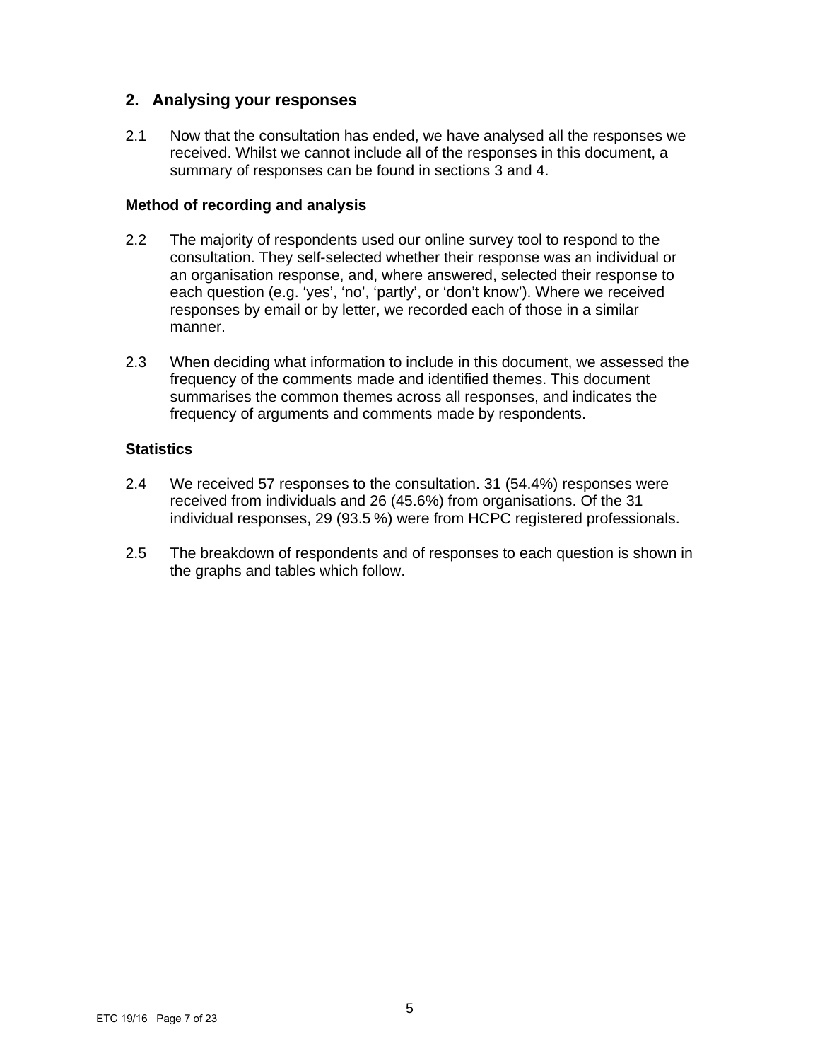## 2. Analysing your responses

2.1 Now that the consultation has ended, we have analysed all the responses we received. Whilst we cannot include all of the responses in this document, a summary of responses can be found in sections 3 and 4.

### Method of recording and analysis

2.2 The majority of respondents used our online survey tool to respond to the consultation. They self-selected whether their response was an individual or an organisation response, and, where answered, selected their response to each question (e.g. 'yes', 'no', 'partly', or 'don't know'). Where we received responses by email or by letter, we recorded each of those in a similar manner.

2.3 When deciding what information to include in this document, we assessed the frequency of the comments made and identified themes. This document summarises the common themes across all responses, and indicates the frequency of arguments and comments made by respondents.

### Statistics

2.4 We received 57 responses to the consultation. 31 (54.4%) responses were received from individuals and 26 (45.6%) from organisations. Of the 31 individual responses, 29 (93.5 %) were from HCPC registered professionals.

2.5 The breakdown of respondents and of responses to each question is shown in the graphs and tables which follow.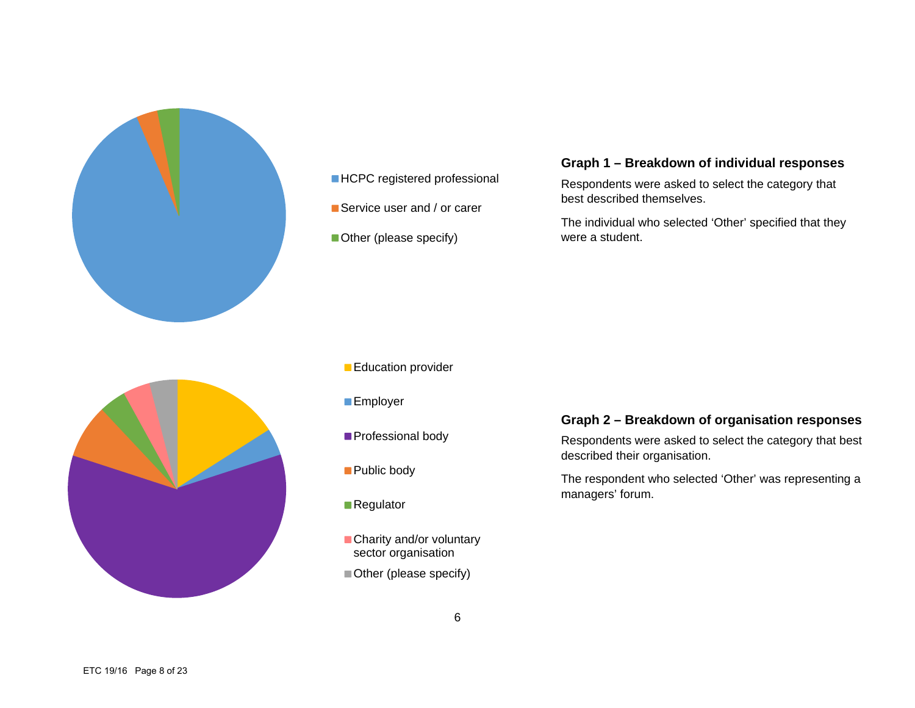- HCPC registered professional
- Service user and / or carer
- Other (please specify)

**Graph 1 – Breakdown of individual responses**

Respondents were asked to select the category that best described themselves.

The individual who selected 'Other' specified that they were a student.

- Education provider
- Employer
- Professional body
- Public body
- Regulator
- Charity and/or voluntary sector organisation
- Other (please specify)

**Graph 2 – Breakdown of organisation responses**

Respondents were asked to select the category that best described their organisation.

The respondent who selected 'Other' was representing a managers' forum.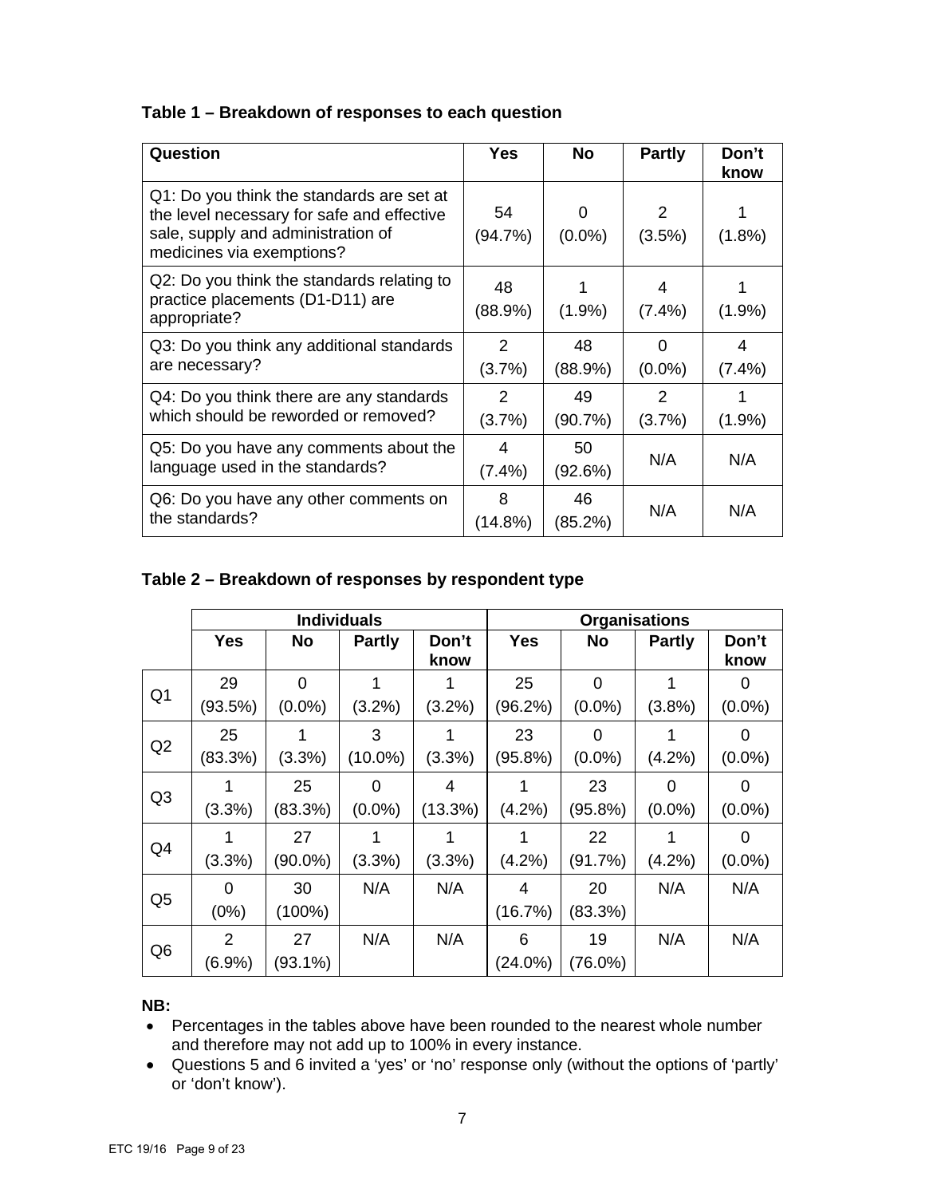**Table 1 – Breakdown of responses to each question**

| Question | Yes | No | Partly | Don't know |
|---|---|---|---|---|
| Q1: Do you think the standards are set at the level necessary for safe and effective sale, supply and administration of medicines via exemptions? | 54 (94.7%) | 0 (0.0%) | 2 (3.5%) | 1 (1.8%) |
| Q2: Do you think the standards relating to practice placements (D1-D11) are appropriate? | 48 (88.9%) | 1 (1.9%) | 4 (7.4%) | 1 (1.9%) |
| Q3: Do you think any additional standards are necessary? | 2 (3.7%) | 48 (88.9%) | 0 (0.0%) | 4 (7.4%) |
| Q4: Do you think there are any standards which should be reworded or removed? | 2 (3.7%) | 49 (90.7%) | 2 (3.7%) | 1 (1.9%) |
| Q5: Do you have any comments about the language used in the standards? | 4 (7.4%) | 50 (92.6%) | N/A | N/A |
| Q6: Do you have any other comments on the standards? | 8 (14.8%) | 46 (85.2%) | N/A | N/A |

**Table 2 – Breakdown of responses by respondent type**

| | Individuals | | | | Organisations | | | |
|---|---|---|---|---|---|---|---|---|
| | Yes | No | Partly | Don't know | Yes | No | Partly | Don't know |
| Q1 | 29 (93.5%) | 0 (0.0%) | 1 (3.2%) | 1 (3.2%) | 25 (96.2%) | 0 (0.0%) | 1 (3.8%) | 0 (0.0%) |
| Q2 | 25 (83.3%) | 1 (3.3%) | 3 (10.0%) | 1 (3.3%) | 23 (95.8%) | 0 (0.0%) | 1 (4.2%) | 0 (0.0%) |
| Q3 | 1 (3.3%) | 25 (83.3%) | 0 (0.0%) | 4 (13.3%) | 1 (4.2%) | 23 (95.8%) | 0 (0.0%) | 0 (0.0%) |
| Q4 | 1 (3.3%) | 27 (90.0%) | 1 (3.3%) | 1 (3.3%) | 1 (4.2%) | 22 (91.7%) | 1 (4.2%) | 0 (0.0%) |
| Q5 | 0 (0%) | 30 (100%) | N/A | N/A | 4 (16.7%) | 20 (83.3%) | N/A | N/A |
| Q6 | 2 (6.9%) | 27 (93.1%) | N/A | N/A | 6 (24.0%) | 19 (76.0%) | N/A | N/A |

**NB:**

- Percentages in the tables above have been rounded to the nearest whole number and therefore may not add up to 100% in every instance.
- Questions 5 and 6 invited a 'yes' or 'no' response only (without the options of 'partly' or 'don't know').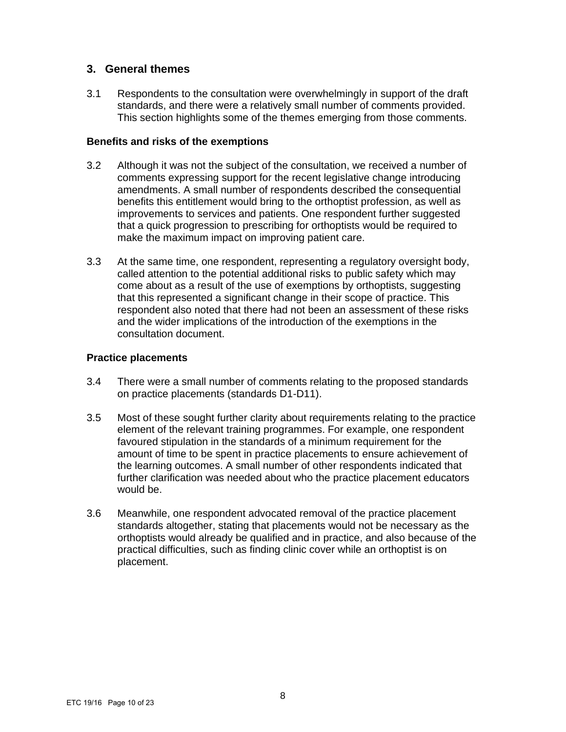## 3. General themes

3.1 Respondents to the consultation were overwhelmingly in support of the draft standards, and there were a relatively small number of comments provided. This section highlights some of the themes emerging from those comments.

### Benefits and risks of the exemptions

3.2 Although it was not the subject of the consultation, we received a number of comments expressing support for the recent legislative change introducing amendments. A small number of respondents described the consequential benefits this entitlement would bring to the orthoptist profession, as well as improvements to services and patients. One respondent further suggested that a quick progression to prescribing for orthoptists would be required to make the maximum impact on improving patient care.

3.3 At the same time, one respondent, representing a regulatory oversight body, called attention to the potential additional risks to public safety which may come about as a result of the use of exemptions by orthoptists, suggesting that this represented a significant change in their scope of practice. This respondent also noted that there had not been an assessment of these risks and the wider implications of the introduction of the exemptions in the consultation document.

### Practice placements

3.4 There were a small number of comments relating to the proposed standards on practice placements (standards D1-D11).

3.5 Most of these sought further clarity about requirements relating to the practice element of the relevant training programmes. For example, one respondent favoured stipulation in the standards of a minimum requirement for the amount of time to be spent in practice placements to ensure achievement of the learning outcomes. A small number of other respondents indicated that further clarification was needed about who the practice placement educators would be.

3.6 Meanwhile, one respondent advocated removal of the practice placement standards altogether, stating that placements would not be necessary as the orthoptists would already be qualified and in practice, and also because of the practical difficulties, such as finding clinic cover while an orthoptist is on placement.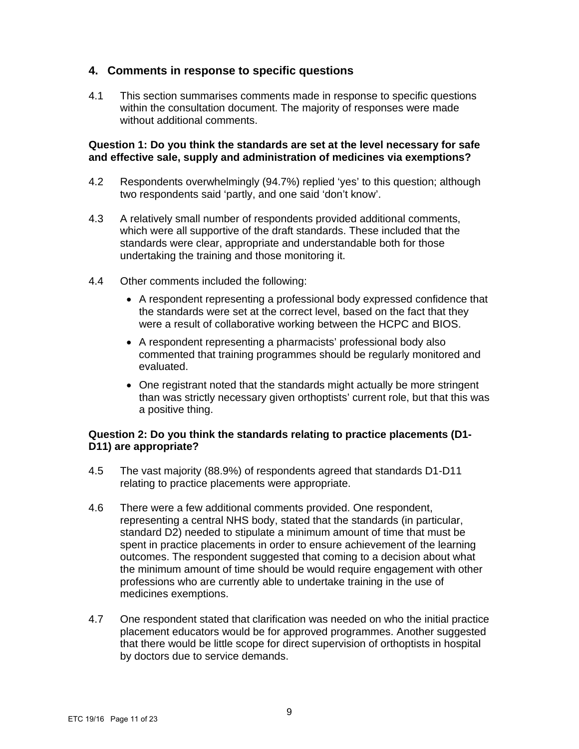## 4. Comments in response to specific questions

4.1 This section summarises comments made in response to specific questions within the consultation document. The majority of responses were made without additional comments.

**Question 1: Do you think the standards are set at the level necessary for safe and effective sale, supply and administration of medicines via exemptions?**

4.2 Respondents overwhelmingly (94.7%) replied 'yes' to this question; although two respondents said 'partly, and one said 'don't know'.

4.3 A relatively small number of respondents provided additional comments, which were all supportive of the draft standards. These included that the standards were clear, appropriate and understandable both for those undertaking the training and those monitoring it.

4.4 Other comments included the following:

- A respondent representing a professional body expressed confidence that the standards were set at the correct level, based on the fact that they were a result of collaborative working between the HCPC and BIOS.
- A respondent representing a pharmacists' professional body also commented that training programmes should be regularly monitored and evaluated.
- One registrant noted that the standards might actually be more stringent than was strictly necessary given orthoptists' current role, but that this was a positive thing.

**Question 2: Do you think the standards relating to practice placements (D1-D11) are appropriate?**

4.5 The vast majority (88.9%) of respondents agreed that standards D1-D11 relating to practice placements were appropriate.

4.6 There were a few additional comments provided. One respondent, representing a central NHS body, stated that the standards (in particular, standard D2) needed to stipulate a minimum amount of time that must be spent in practice placements in order to ensure achievement of the learning outcomes. The respondent suggested that coming to a decision about what the minimum amount of time should be would require engagement with other professions who are currently able to undertake training in the use of medicines exemptions.

4.7 One respondent stated that clarification was needed on who the initial practice placement educators would be for approved programmes. Another suggested that there would be little scope for direct supervision of orthoptists in hospital by doctors due to service demands.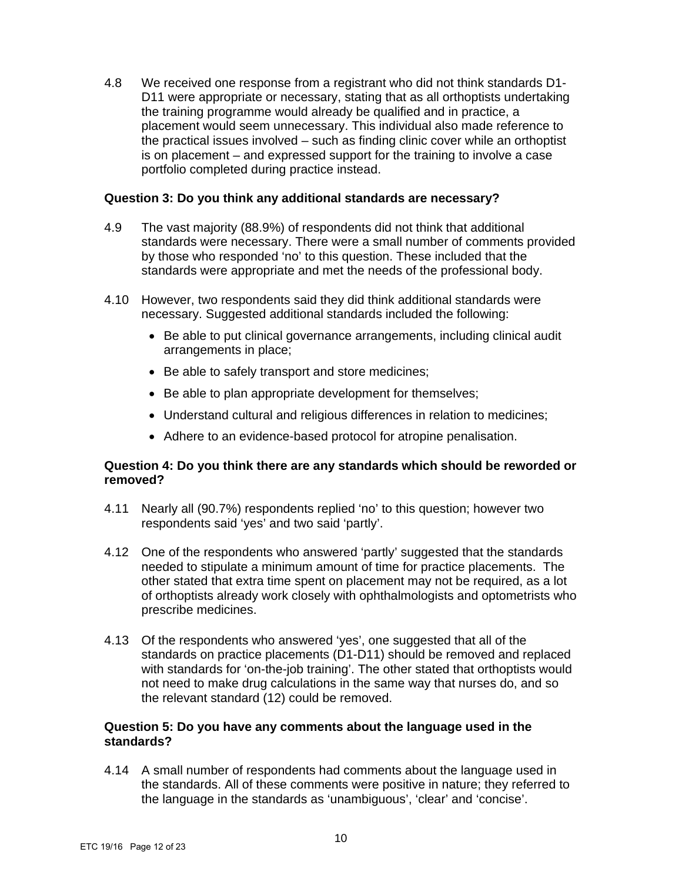4.8 We received one response from a registrant who did not think standards D1-D11 were appropriate or necessary, stating that as all orthoptists undertaking the training programme would already be qualified and in practice, a placement would seem unnecessary. This individual also made reference to the practical issues involved – such as finding clinic cover while an orthoptist is on placement – and expressed support for the training to involve a case portfolio completed during practice instead.

**Question 3: Do you think any additional standards are necessary?**

4.9 The vast majority (88.9%) of respondents did not think that additional standards were necessary. There were a small number of comments provided by those who responded 'no' to this question. These included that the standards were appropriate and met the needs of the professional body.

4.10 However, two respondents said they did think additional standards were necessary. Suggested additional standards included the following:

- Be able to put clinical governance arrangements, including clinical audit arrangements in place;
- Be able to safely transport and store medicines;
- Be able to plan appropriate development for themselves;
- Understand cultural and religious differences in relation to medicines;
- Adhere to an evidence-based protocol for atropine penalisation.

**Question 4: Do you think there are any standards which should be reworded or removed?**

4.11 Nearly all (90.7%) respondents replied 'no' to this question; however two respondents said 'yes' and two said 'partly'.

4.12 One of the respondents who answered 'partly' suggested that the standards needed to stipulate a minimum amount of time for practice placements. The other stated that extra time spent on placement may not be required, as a lot of orthoptists already work closely with ophthalmologists and optometrists who prescribe medicines.

4.13 Of the respondents who answered 'yes', one suggested that all of the standards on practice placements (D1-D11) should be removed and replaced with standards for 'on-the-job training'. The other stated that orthoptists would not need to make drug calculations in the same way that nurses do, and so the relevant standard (12) could be removed.

**Question 5: Do you have any comments about the language used in the standards?**

4.14 A small number of respondents had comments about the language used in the standards. All of these comments were positive in nature; they referred to the language in the standards as 'unambiguous', 'clear' and 'concise'.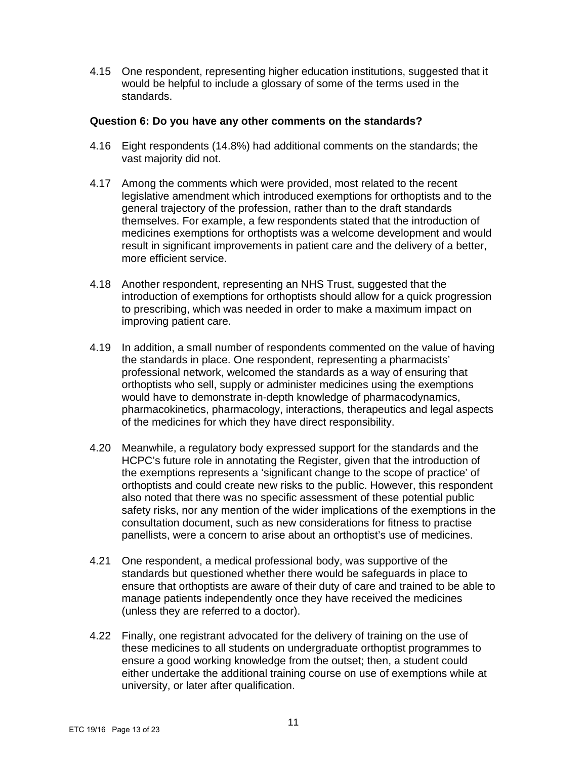4.15 One respondent, representing higher education institutions, suggested that it would be helpful to include a glossary of some of the terms used in the standards.

**Question 6: Do you have any other comments on the standards?**

4.16 Eight respondents (14.8%) had additional comments on the standards; the vast majority did not.

4.17 Among the comments which were provided, most related to the recent legislative amendment which introduced exemptions for orthoptists and to the general trajectory of the profession, rather than to the draft standards themselves. For example, a few respondents stated that the introduction of medicines exemptions for orthoptists was a welcome development and would result in significant improvements in patient care and the delivery of a better, more efficient service.

4.18 Another respondent, representing an NHS Trust, suggested that the introduction of exemptions for orthoptists should allow for a quick progression to prescribing, which was needed in order to make a maximum impact on improving patient care.

4.19 In addition, a small number of respondents commented on the value of having the standards in place. One respondent, representing a pharmacists' professional network, welcomed the standards as a way of ensuring that orthoptists who sell, supply or administer medicines using the exemptions would have to demonstrate in-depth knowledge of pharmacodynamics, pharmacokinetics, pharmacology, interactions, therapeutics and legal aspects of the medicines for which they have direct responsibility.

4.20 Meanwhile, a regulatory body expressed support for the standards and the HCPC's future role in annotating the Register, given that the introduction of the exemptions represents a 'significant change to the scope of practice' of orthoptists and could create new risks to the public. However, this respondent also noted that there was no specific assessment of these potential public safety risks, nor any mention of the wider implications of the exemptions in the consultation document, such as new considerations for fitness to practise panellists, were a concern to arise about an orthoptist's use of medicines.

4.21 One respondent, a medical professional body, was supportive of the standards but questioned whether there would be safeguards in place to ensure that orthoptists are aware of their duty of care and trained to be able to manage patients independently once they have received the medicines (unless they are referred to a doctor).

4.22 Finally, one registrant advocated for the delivery of training on the use of these medicines to all students on undergraduate orthoptist programmes to ensure a good working knowledge from the outset; then, a student could either undertake the additional training course on use of exemptions while at university, or later after qualification.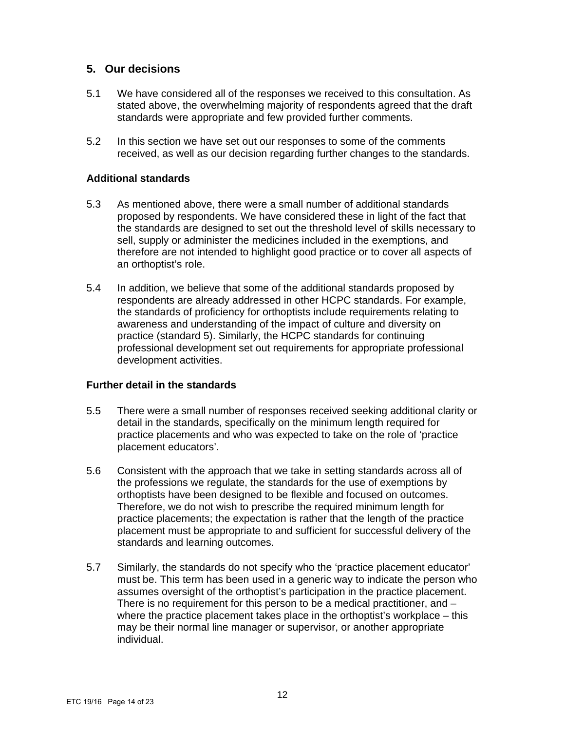## 5. Our decisions

5.1 We have considered all of the responses we received to this consultation. As stated above, the overwhelming majority of respondents agreed that the draft standards were appropriate and few provided further comments.

5.2 In this section we have set out our responses to some of the comments received, as well as our decision regarding further changes to the standards.

### Additional standards

5.3 As mentioned above, there were a small number of additional standards proposed by respondents. We have considered these in light of the fact that the standards are designed to set out the threshold level of skills necessary to sell, supply or administer the medicines included in the exemptions, and therefore are not intended to highlight good practice or to cover all aspects of an orthoptist's role.

5.4 In addition, we believe that some of the additional standards proposed by respondents are already addressed in other HCPC standards. For example, the standards of proficiency for orthoptists include requirements relating to awareness and understanding of the impact of culture and diversity on practice (standard 5). Similarly, the HCPC standards for continuing professional development set out requirements for appropriate professional development activities.

### Further detail in the standards

5.5 There were a small number of responses received seeking additional clarity or detail in the standards, specifically on the minimum length required for practice placements and who was expected to take on the role of 'practice placement educators'.

5.6 Consistent with the approach that we take in setting standards across all of the professions we regulate, the standards for the use of exemptions by orthoptists have been designed to be flexible and focused on outcomes. Therefore, we do not wish to prescribe the required minimum length for practice placements; the expectation is rather that the length of the practice placement must be appropriate to and sufficient for successful delivery of the standards and learning outcomes.

5.7 Similarly, the standards do not specify who the 'practice placement educator' must be. This term has been used in a generic way to indicate the person who assumes oversight of the orthoptist's participation in the practice placement. There is no requirement for this person to be a medical practitioner, and – where the practice placement takes place in the orthoptist's workplace – this may be their normal line manager or supervisor, or another appropriate individual.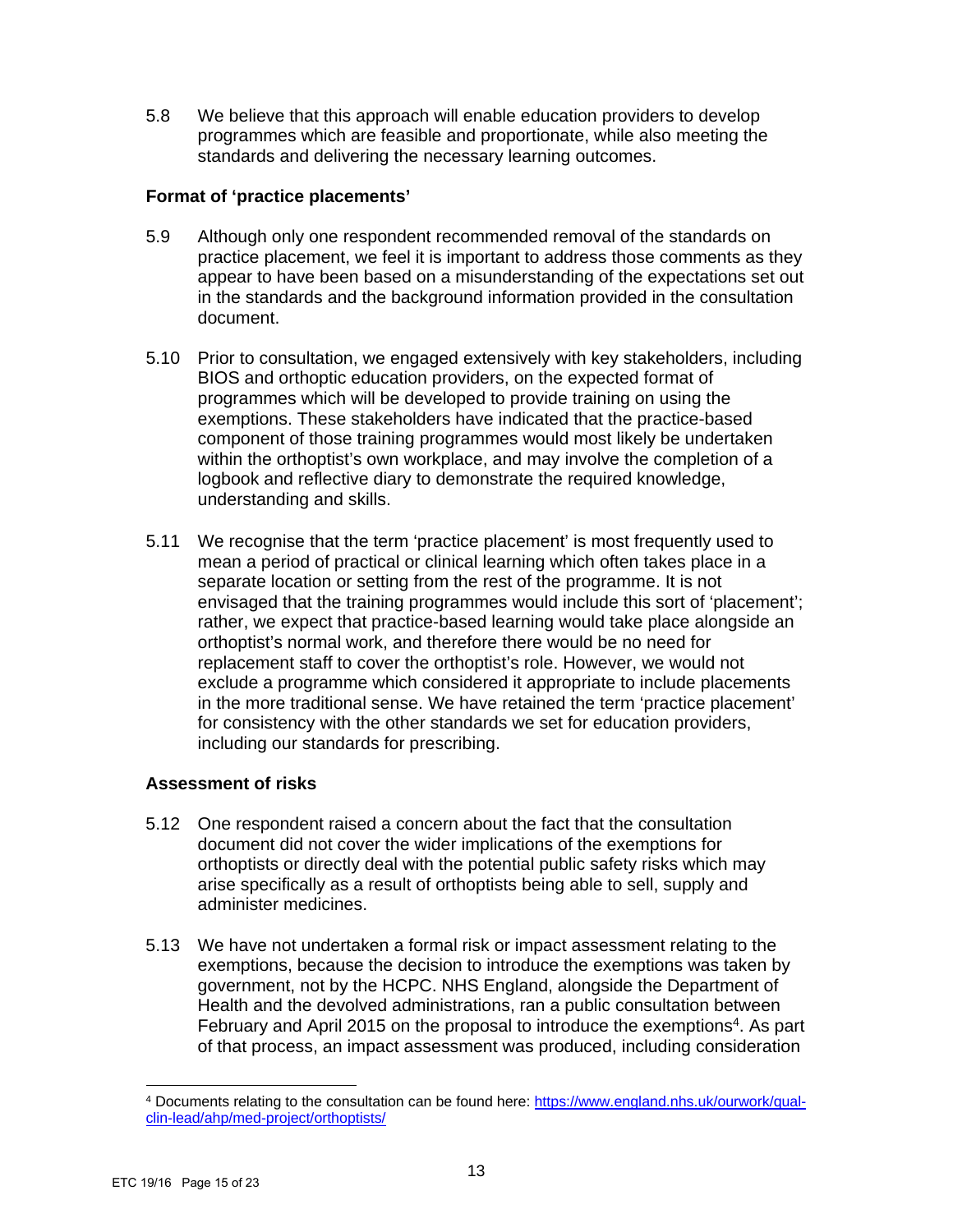5.8 We believe that this approach will enable education providers to develop programmes which are feasible and proportionate, while also meeting the standards and delivering the necessary learning outcomes.

**Format of 'practice placements'**

5.9 Although only one respondent recommended removal of the standards on practice placement, we feel it is important to address those comments as they appear to have been based on a misunderstanding of the expectations set out in the standards and the background information provided in the consultation document.

5.10 Prior to consultation, we engaged extensively with key stakeholders, including BIOS and orthoptic education providers, on the expected format of programmes which will be developed to provide training on using the exemptions. These stakeholders have indicated that the practice-based component of those training programmes would most likely be undertaken within the orthoptist's own workplace, and may involve the completion of a logbook and reflective diary to demonstrate the required knowledge, understanding and skills.

5.11 We recognise that the term 'practice placement' is most frequently used to mean a period of practical or clinical learning which often takes place in a separate location or setting from the rest of the programme. It is not envisaged that the training programmes would include this sort of 'placement'; rather, we expect that practice-based learning would take place alongside an orthoptist's normal work, and therefore there would be no need for replacement staff to cover the orthoptist's role. However, we would not exclude a programme which considered it appropriate to include placements in the more traditional sense. We have retained the term 'practice placement' for consistency with the other standards we set for education providers, including our standards for prescribing.

**Assessment of risks**

5.12 One respondent raised a concern about the fact that the consultation document did not cover the wider implications of the exemptions for orthoptists or directly deal with the potential public safety risks which may arise specifically as a result of orthoptists being able to sell, supply and administer medicines.

5.13 We have not undertaken a formal risk or impact assessment relating to the exemptions, because the decision to introduce the exemptions was taken by government, not by the HCPC. NHS England, alongside the Department of Health and the devolved administrations, ran a public consultation between February and April 2015 on the proposal to introduce the exemptions[4]. As part of that process, an impact assessment was produced, including consideration

[4] Documents relating to the consultation can be found here: https://www.england.nhs.uk/ourwork/qual-clin-lead/ahp/med-project/orthoptists/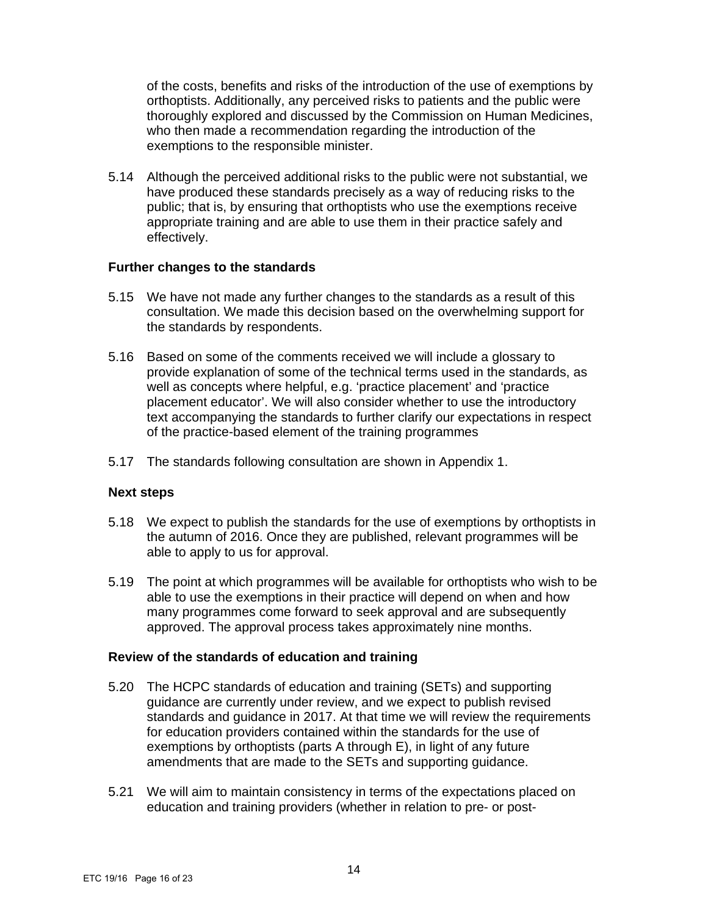of the costs, benefits and risks of the introduction of the use of exemptions by orthoptists. Additionally, any perceived risks to patients and the public were thoroughly explored and discussed by the Commission on Human Medicines, who then made a recommendation regarding the introduction of the exemptions to the responsible minister.

5.14 Although the perceived additional risks to the public were not substantial, we have produced these standards precisely as a way of reducing risks to the public; that is, by ensuring that orthoptists who use the exemptions receive appropriate training and are able to use them in their practice safely and effectively.

**Further changes to the standards**

5.15 We have not made any further changes to the standards as a result of this consultation. We made this decision based on the overwhelming support for the standards by respondents.

5.16 Based on some of the comments received we will include a glossary to provide explanation of some of the technical terms used in the standards, as well as concepts where helpful, e.g. 'practice placement' and 'practice placement educator'. We will also consider whether to use the introductory text accompanying the standards to further clarify our expectations in respect of the practice-based element of the training programmes

5.17 The standards following consultation are shown in Appendix 1.

**Next steps**

5.18 We expect to publish the standards for the use of exemptions by orthoptists in the autumn of 2016. Once they are published, relevant programmes will be able to apply to us for approval.

5.19 The point at which programmes will be available for orthoptists who wish to be able to use the exemptions in their practice will depend on when and how many programmes come forward to seek approval and are subsequently approved. The approval process takes approximately nine months.

**Review of the standards of education and training**

5.20 The HCPC standards of education and training (SETs) and supporting guidance are currently under review, and we expect to publish revised standards and guidance in 2017. At that time we will review the requirements for education providers contained within the standards for the use of exemptions by orthoptists (parts A through E), in light of any future amendments that are made to the SETs and supporting guidance.

5.21 We will aim to maintain consistency in terms of the expectations placed on education and training providers (whether in relation to pre- or post-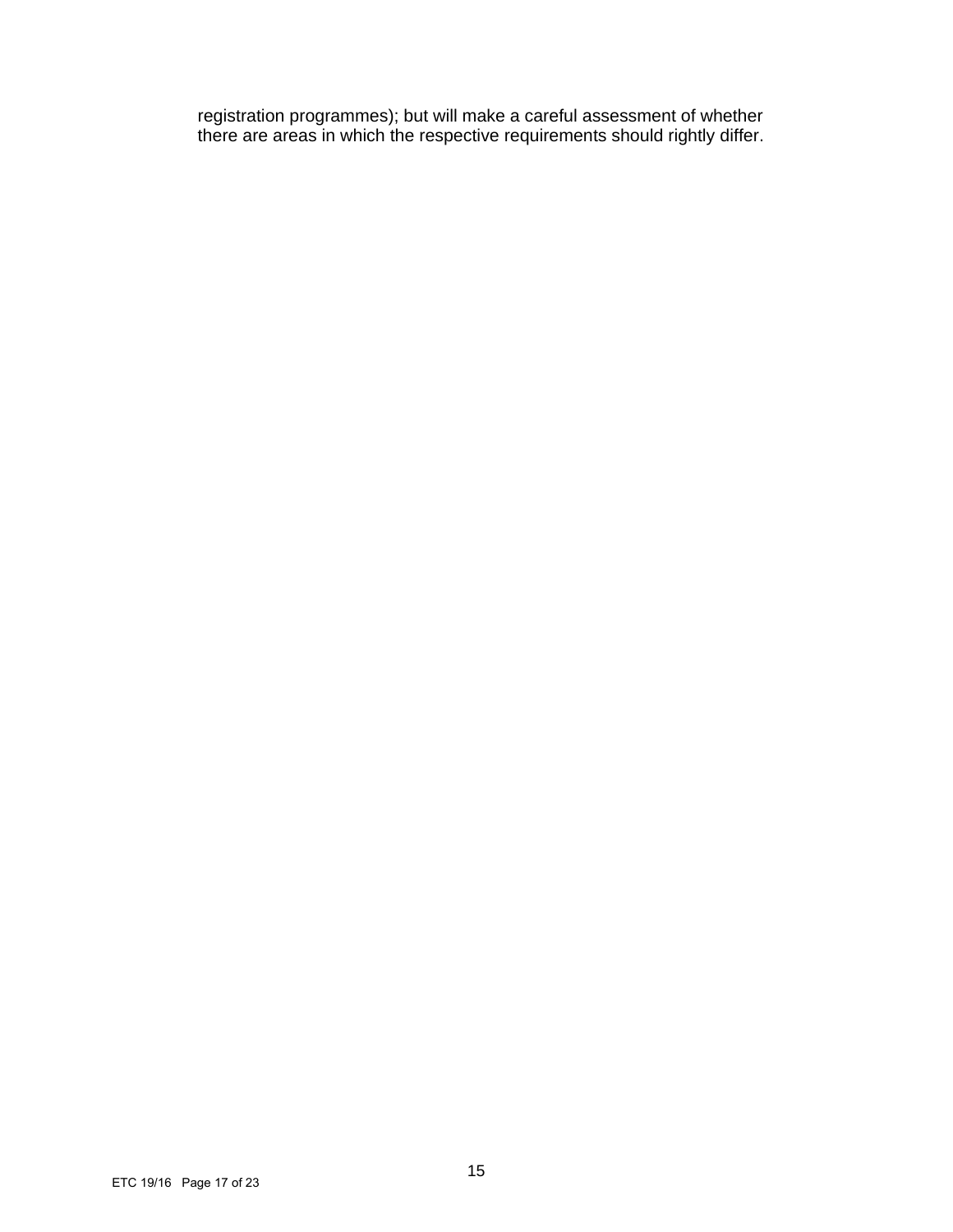registration programmes); but will make a careful assessment of whether there are areas in which the respective requirements should rightly differ.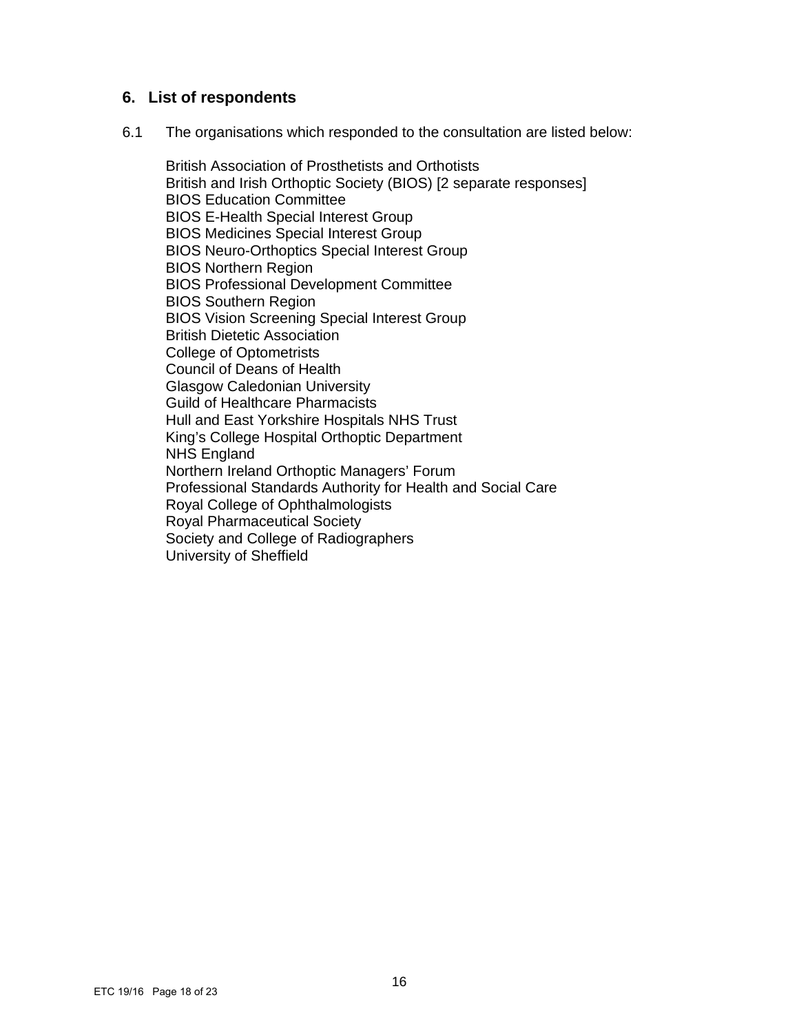## 6. List of respondents

6.1 The organisations which responded to the consultation are listed below:

British Association of Prosthetists and Orthotists
British and Irish Orthoptic Society (BIOS) [2 separate responses]
BIOS Education Committee
BIOS E-Health Special Interest Group
BIOS Medicines Special Interest Group
BIOS Neuro-Orthoptics Special Interest Group
BIOS Northern Region
BIOS Professional Development Committee
BIOS Southern Region
BIOS Vision Screening Special Interest Group
British Dietetic Association
College of Optometrists
Council of Deans of Health
Glasgow Caledonian University
Guild of Healthcare Pharmacists
Hull and East Yorkshire Hospitals NHS Trust
King's College Hospital Orthoptic Department
NHS England
Northern Ireland Orthoptic Managers' Forum
Professional Standards Authority for Health and Social Care
Royal College of Ophthalmologists
Royal Pharmaceutical Society
Society and College of Radiographers
University of Sheffield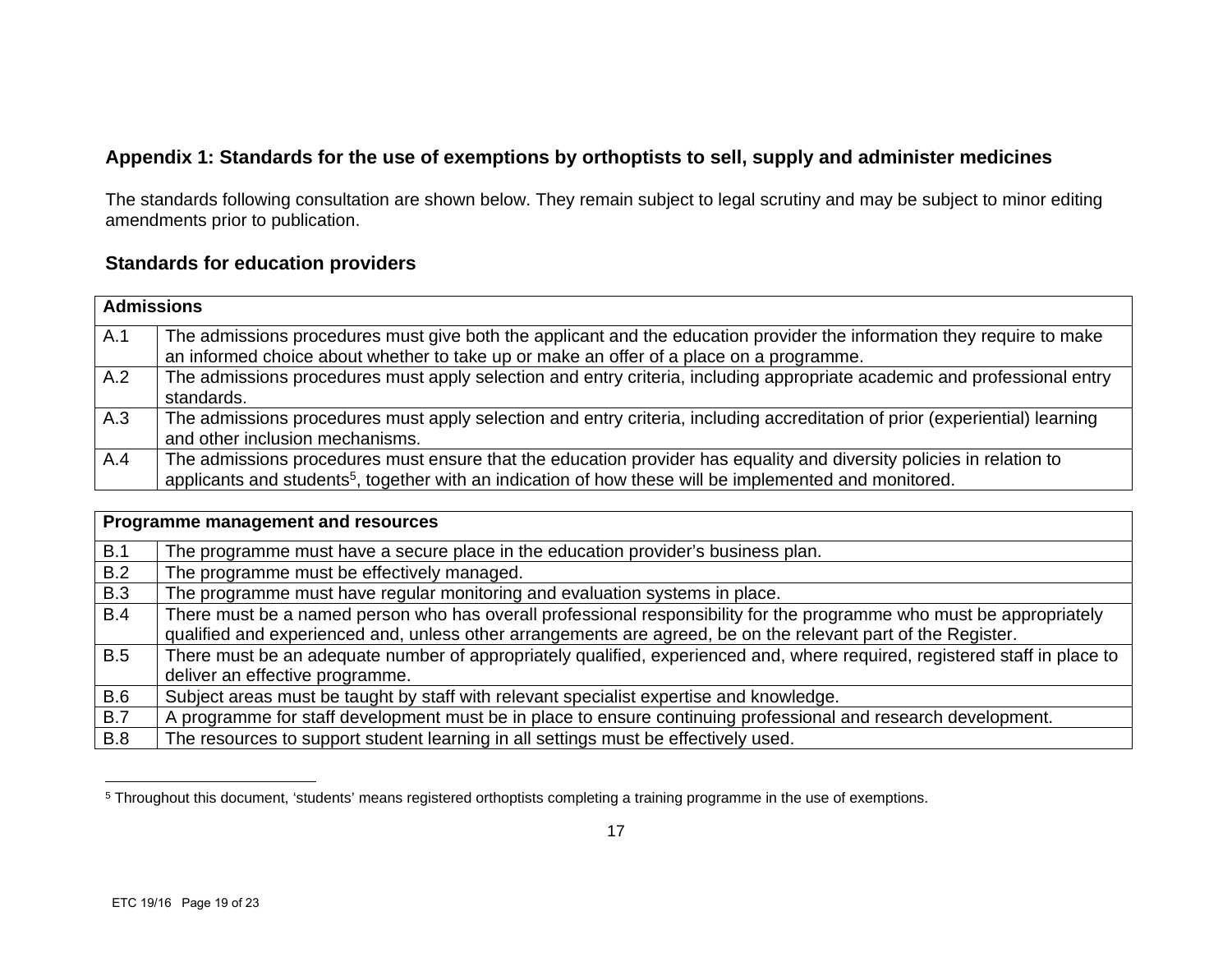## Appendix 1: Standards for the use of exemptions by orthoptists to sell, supply and administer medicines

The standards following consultation are shown below. They remain subject to legal scrutiny and may be subject to minor editing amendments prior to publication.

### Standards for education providers

| Admissions | |
|---|---|
| A.1 | The admissions procedures must give both the applicant and the education provider the information they require to make an informed choice about whether to take up or make an offer of a place on a programme. |
| A.2 | The admissions procedures must apply selection and entry criteria, including appropriate academic and professional entry standards. |
| A.3 | The admissions procedures must apply selection and entry criteria, including accreditation of prior (experiential) learning and other inclusion mechanisms. |
| A.4 | The admissions procedures must ensure that the education provider has equality and diversity policies in relation to applicants and students[5], together with an indication of how these will be implemented and monitored. |

| Programme management and resources | |
|---|---|
| B.1 | The programme must have a secure place in the education provider's business plan. |
| B.2 | The programme must be effectively managed. |
| B.3 | The programme must have regular monitoring and evaluation systems in place. |
| B.4 | There must be a named person who has overall professional responsibility for the programme who must be appropriately qualified and experienced and, unless other arrangements are agreed, be on the relevant part of the Register. |
| B.5 | There must be an adequate number of appropriately qualified, experienced and, where required, registered staff in place to deliver an effective programme. |
| B.6 | Subject areas must be taught by staff with relevant specialist expertise and knowledge. |
| B.7 | A programme for staff development must be in place to ensure continuing professional and research development. |
| B.8 | The resources to support student learning in all settings must be effectively used. |

[5] Throughout this document, 'students' means registered orthoptists completing a training programme in the use of exemptions.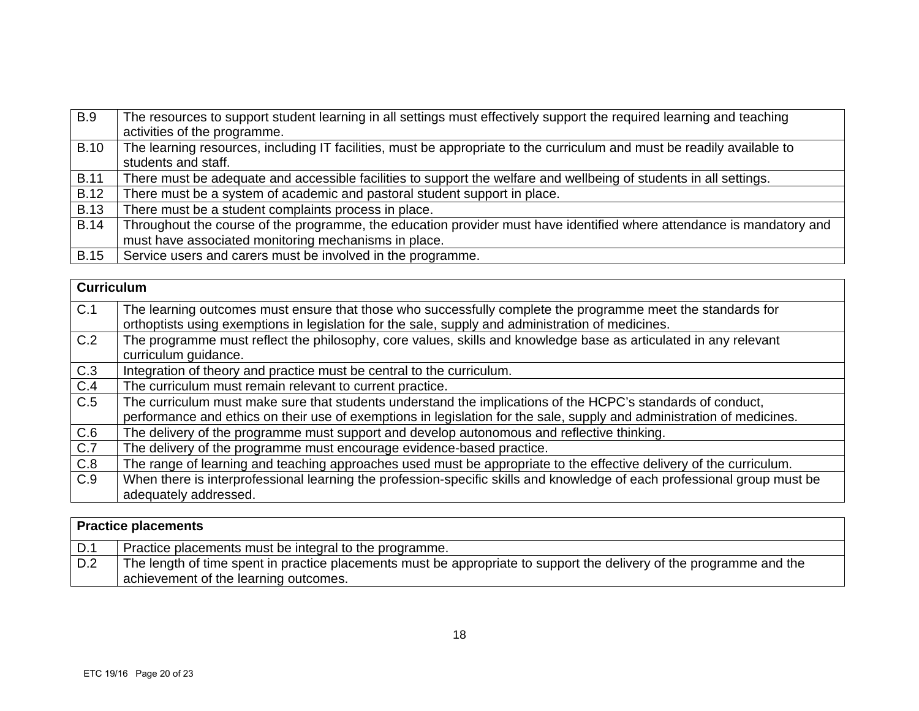| | |
|---|---|
| B.9 | The resources to support student learning in all settings must effectively support the required learning and teaching activities of the programme. |
| B.10 | The learning resources, including IT facilities, must be appropriate to the curriculum and must be readily available to students and staff. |
| B.11 | There must be adequate and accessible facilities to support the welfare and wellbeing of students in all settings. |
| B.12 | There must be a system of academic and pastoral student support in place. |
| B.13 | There must be a student complaints process in place. |
| B.14 | Throughout the course of the programme, the education provider must have identified where attendance is mandatory and must have associated monitoring mechanisms in place. |
| B.15 | Service users and carers must be involved in the programme. |

| **Curriculum** | |
|---|---|
| C.1 | The learning outcomes must ensure that those who successfully complete the programme meet the standards for orthoptists using exemptions in legislation for the sale, supply and administration of medicines. |
| C.2 | The programme must reflect the philosophy, core values, skills and knowledge base as articulated in any relevant curriculum guidance. |
| C.3 | Integration of theory and practice must be central to the curriculum. |
| C.4 | The curriculum must remain relevant to current practice. |
| C.5 | The curriculum must make sure that students understand the implications of the HCPC's standards of conduct, performance and ethics on their use of exemptions in legislation for the sale, supply and administration of medicines. |
| C.6 | The delivery of the programme must support and develop autonomous and reflective thinking. |
| C.7 | The delivery of the programme must encourage evidence-based practice. |
| C.8 | The range of learning and teaching approaches used must be appropriate to the effective delivery of the curriculum. |
| C.9 | When there is interprofessional learning the profession-specific skills and knowledge of each professional group must be adequately addressed. |

| **Practice placements** | |
|---|---|
| D.1 | Practice placements must be integral to the programme. |
| D.2 | The length of time spent in practice placements must be appropriate to support the delivery of the programme and the achievement of the learning outcomes. |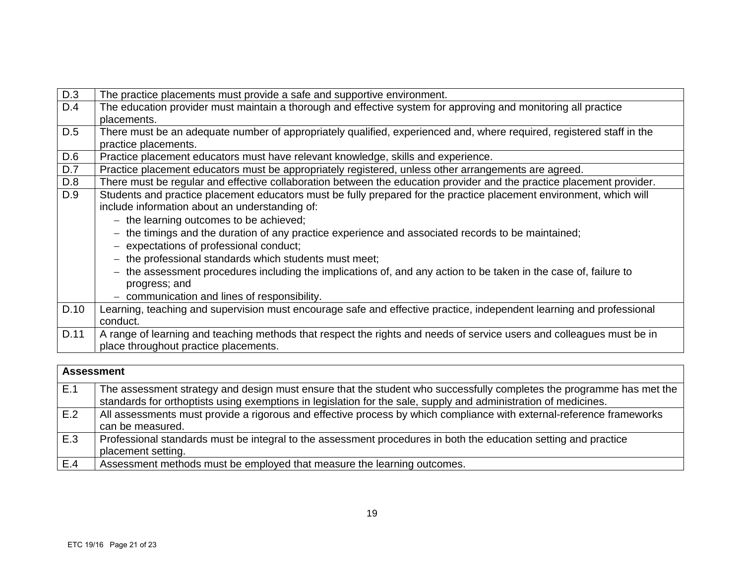| | |
|---|---|
| D.3 | The practice placements must provide a safe and supportive environment. |
| D.4 | The education provider must maintain a thorough and effective system for approving and monitoring all practice placements. |
| D.5 | There must be an adequate number of appropriately qualified, experienced and, where required, registered staff in the practice placements. |
| D.6 | Practice placement educators must have relevant knowledge, skills and experience. |
| D.7 | Practice placement educators must be appropriately registered, unless other arrangements are agreed. |
| D.8 | There must be regular and effective collaboration between the education provider and the practice placement provider. |
| D.9 | Students and practice placement educators must be fully prepared for the practice placement environment, which will include information about an understanding of:<br>– the learning outcomes to be achieved;<br>– the timings and the duration of any practice experience and associated records to be maintained;<br>– expectations of professional conduct;<br>– the professional standards which students must meet;<br>– the assessment procedures including the implications of, and any action to be taken in the case of, failure to progress; and<br>– communication and lines of responsibility. |
| D.10 | Learning, teaching and supervision must encourage safe and effective practice, independent learning and professional conduct. |
| D.11 | A range of learning and teaching methods that respect the rights and needs of service users and colleagues must be in place throughout practice placements. |

| **Assessment** | |
|---|---|
| E.1 | The assessment strategy and design must ensure that the student who successfully completes the programme has met the standards for orthoptists using exemptions in legislation for the sale, supply and administration of medicines. |
| E.2 | All assessments must provide a rigorous and effective process by which compliance with external-reference frameworks can be measured. |
| E.3 | Professional standards must be integral to the assessment procedures in both the education setting and practice placement setting. |
| E.4 | Assessment methods must be employed that measure the learning outcomes. |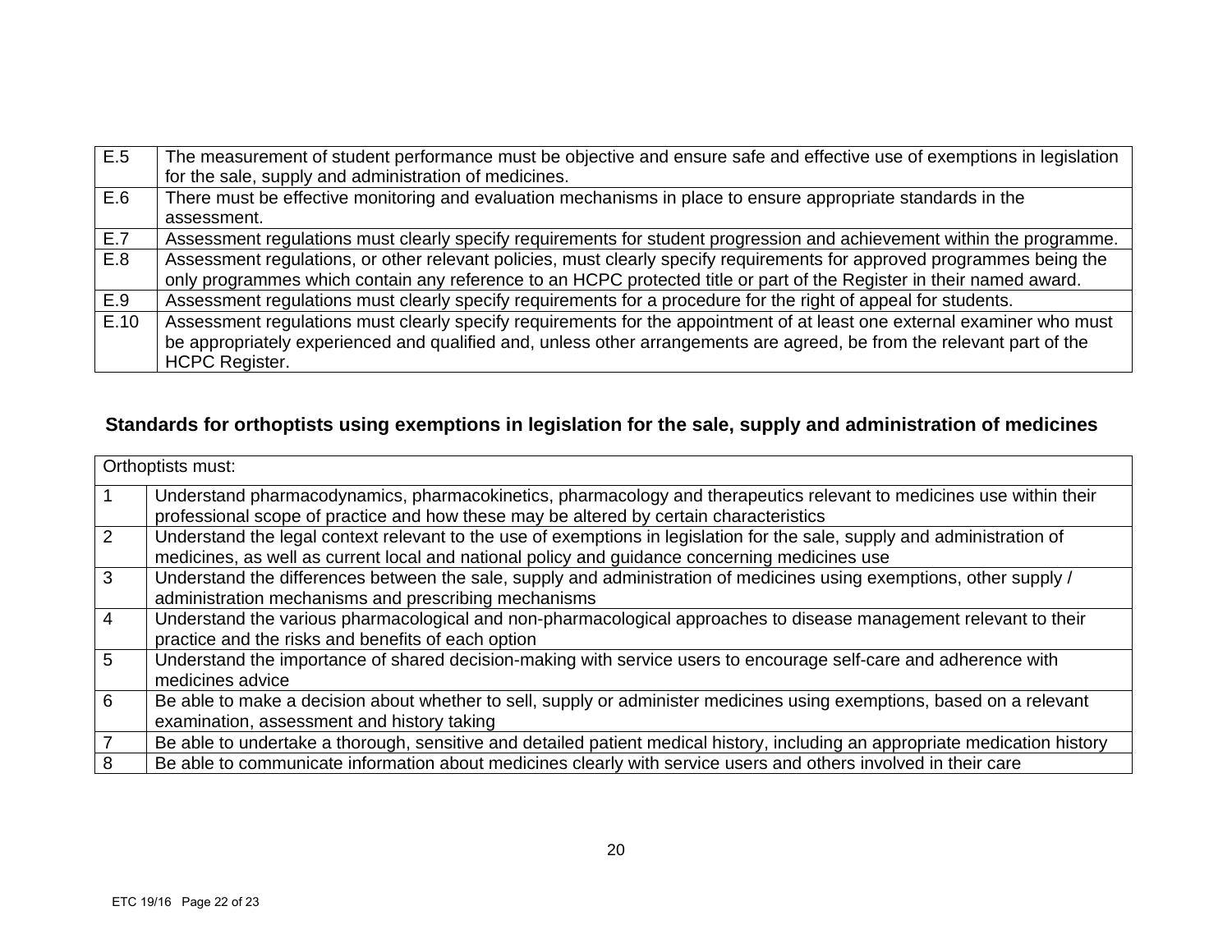| | |
|---|---|
| E.5 | The measurement of student performance must be objective and ensure safe and effective use of exemptions in legislation for the sale, supply and administration of medicines. |
| E.6 | There must be effective monitoring and evaluation mechanisms in place to ensure appropriate standards in the assessment. |
| E.7 | Assessment regulations must clearly specify requirements for student progression and achievement within the programme. |
| E.8 | Assessment regulations, or other relevant policies, must clearly specify requirements for approved programmes being the only programmes which contain any reference to an HCPC protected title or part of the Register in their named award. |
| E.9 | Assessment regulations must clearly specify requirements for a procedure for the right of appeal for students. |
| E.10 | Assessment regulations must clearly specify requirements for the appointment of at least one external examiner who must be appropriately experienced and qualified and, unless other arrangements are agreed, be from the relevant part of the HCPC Register. |

## Standards for orthoptists using exemptions in legislation for the sale, supply and administration of medicines

| Orthoptists must: | |
|---|---|
| 1 | Understand pharmacodynamics, pharmacokinetics, pharmacology and therapeutics relevant to medicines use within their professional scope of practice and how these may be altered by certain characteristics |
| 2 | Understand the legal context relevant to the use of exemptions in legislation for the sale, supply and administration of medicines, as well as current local and national policy and guidance concerning medicines use |
| 3 | Understand the differences between the sale, supply and administration of medicines using exemptions, other supply / administration mechanisms and prescribing mechanisms |
| 4 | Understand the various pharmacological and non-pharmacological approaches to disease management relevant to their practice and the risks and benefits of each option |
| 5 | Understand the importance of shared decision-making with service users to encourage self-care and adherence with medicines advice |
| 6 | Be able to make a decision about whether to sell, supply or administer medicines using exemptions, based on a relevant examination, assessment and history taking |
| 7 | Be able to undertake a thorough, sensitive and detailed patient medical history, including an appropriate medication history |
| 8 | Be able to communicate information about medicines clearly with service users and others involved in their care |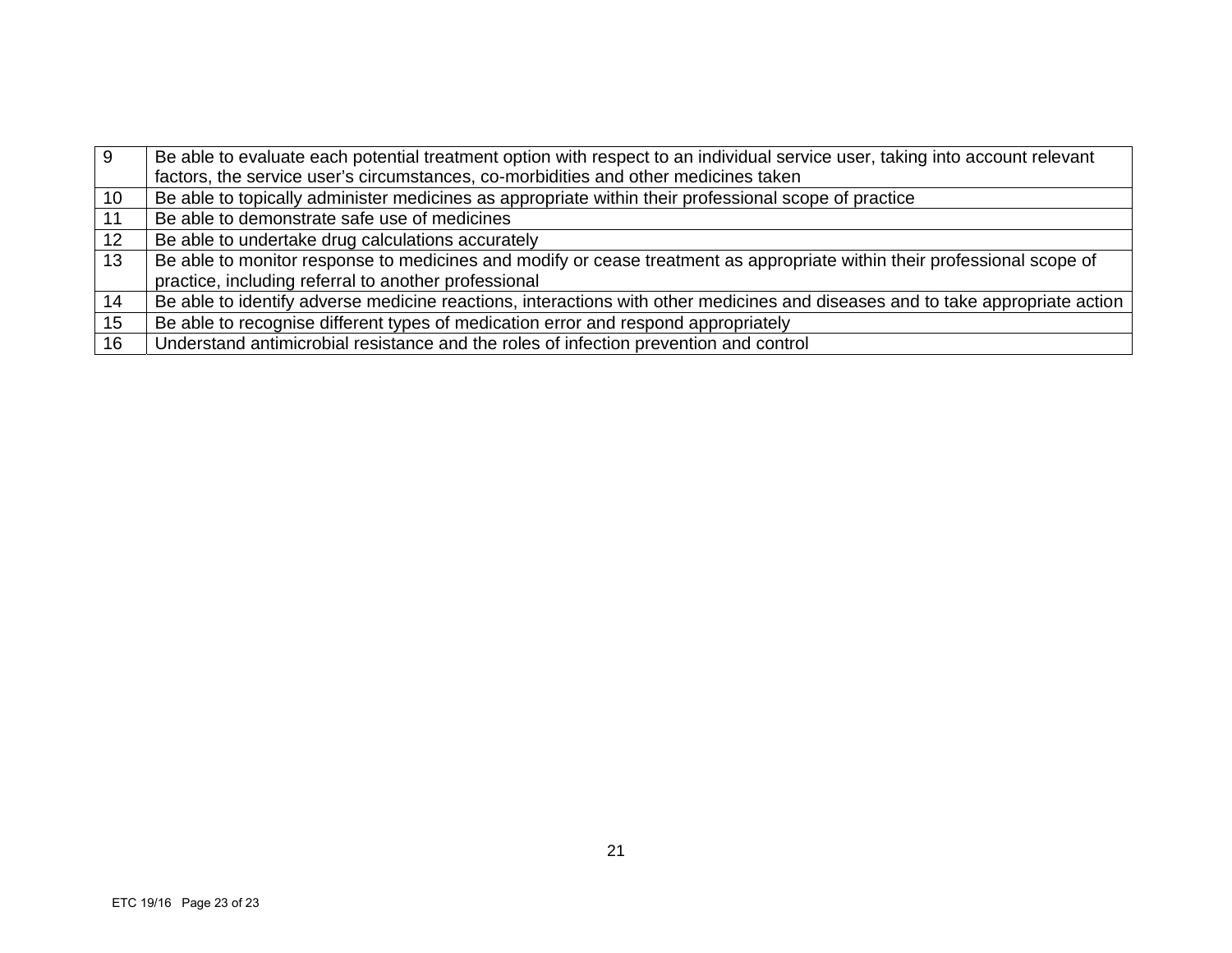| | |
|---|---|
| 9 | Be able to evaluate each potential treatment option with respect to an individual service user, taking into account relevant factors, the service user's circumstances, co-morbidities and other medicines taken |
| 10 | Be able to topically administer medicines as appropriate within their professional scope of practice |
| 11 | Be able to demonstrate safe use of medicines |
| 12 | Be able to undertake drug calculations accurately |
| 13 | Be able to monitor response to medicines and modify or cease treatment as appropriate within their professional scope of practice, including referral to another professional |
| 14 | Be able to identify adverse medicine reactions, interactions with other medicines and diseases and to take appropriate action |
| 15 | Be able to recognise different types of medication error and respond appropriately |
| 16 | Understand antimicrobial resistance and the roles of infection prevention and control |